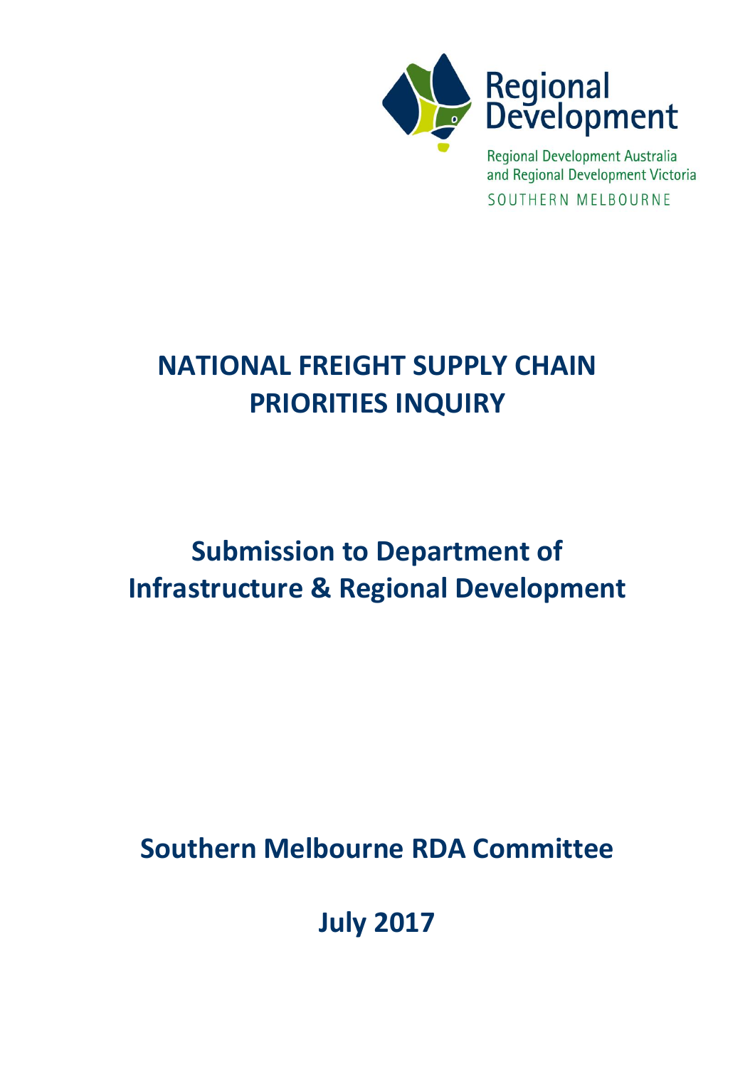Regional Development

Regional Development Australia and Regional Development Victoria

SOUTHERN MELBOURNE

# NATIONAL FREIGHT SUPPLY CHAIN PRIORITIES INQUIRY

## Submission to Department of Infrastructure & Regional Development

## Southern Melbourne RDA Committee

## July 2017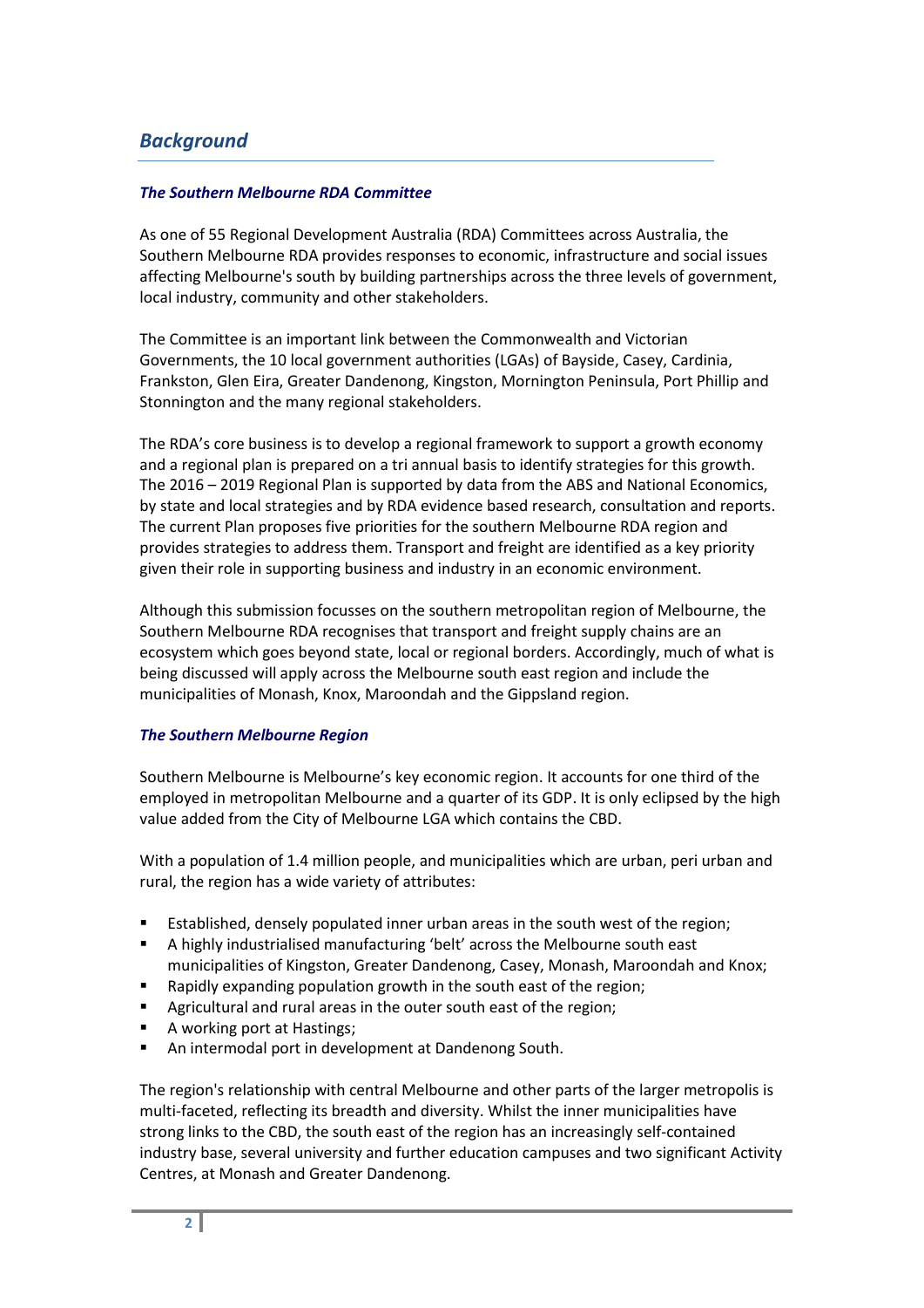## *Background*

### *The Southern Melbourne RDA Committee*

As one of 55 Regional Development Australia (RDA) Committees across Australia, the Southern Melbourne RDA provides responses to economic, infrastructure and social issues affecting Melbourne's south by building partnerships across the three levels of government, local industry, community and other stakeholders.

The Committee is an important link between the Commonwealth and Victorian Governments, the 10 local government authorities (LGAs) of Bayside, Casey, Cardinia, Frankston, Glen Eira, Greater Dandenong, Kingston, Mornington Peninsula, Port Phillip and Stonnington and the many regional stakeholders.

The RDA's core business is to develop a regional framework to support a growth economy and a regional plan is prepared on a tri annual basis to identify strategies for this growth. The 2016 – 2019 Regional Plan is supported by data from the ABS and National Economics, by state and local strategies and by RDA evidence based research, consultation and reports. The current Plan proposes five priorities for the southern Melbourne RDA region and provides strategies to address them. Transport and freight are identified as a key priority given their role in supporting business and industry in an economic environment.

Although this submission focusses on the southern metropolitan region of Melbourne, the Southern Melbourne RDA recognises that transport and freight supply chains are an ecosystem which goes beyond state, local or regional borders. Accordingly, much of what is being discussed will apply across the Melbourne south east region and include the municipalities of Monash, Knox, Maroondah and the Gippsland region.

### *The Southern Melbourne Region*

Southern Melbourne is Melbourne's key economic region. It accounts for one third of the employed in metropolitan Melbourne and a quarter of its GDP. It is only eclipsed by the high value added from the City of Melbourne LGA which contains the CBD.

With a population of 1.4 million people, and municipalities which are urban, peri urban and rural, the region has a wide variety of attributes:

- Established, densely populated inner urban areas in the south west of the region;
- A highly industrialised manufacturing 'belt' across the Melbourne south east municipalities of Kingston, Greater Dandenong, Casey, Monash, Maroondah and Knox;
- Rapidly expanding population growth in the south east of the region;
- Agricultural and rural areas in the outer south east of the region;
- A working port at Hastings;
- An intermodal port in development at Dandenong South.

The region's relationship with central Melbourne and other parts of the larger metropolis is multi-faceted, reflecting its breadth and diversity. Whilst the inner municipalities have strong links to the CBD, the south east of the region has an increasingly self-contained industry base, several university and further education campuses and two significant Activity Centres, at Monash and Greater Dandenong.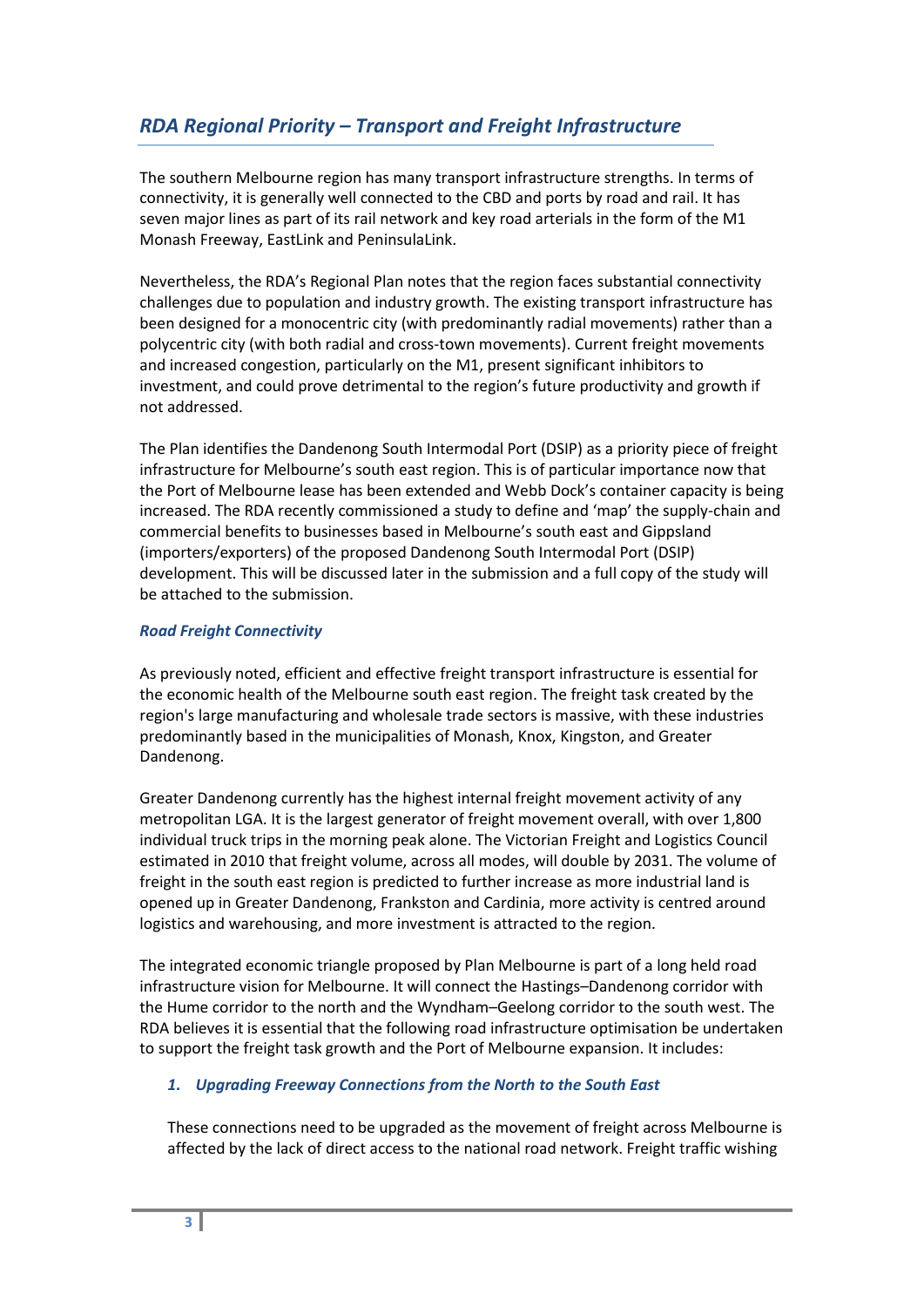## *RDA Regional Priority – Transport and Freight Infrastructure*

The southern Melbourne region has many transport infrastructure strengths. In terms of connectivity, it is generally well connected to the CBD and ports by road and rail. It has seven major lines as part of its rail network and key road arterials in the form of the M1 Monash Freeway, EastLink and PeninsulaLink.

Nevertheless, the RDA's Regional Plan notes that the region faces substantial connectivity challenges due to population and industry growth. The existing transport infrastructure has been designed for a monocentric city (with predominantly radial movements) rather than a polycentric city (with both radial and cross-town movements). Current freight movements and increased congestion, particularly on the M1, present significant inhibitors to investment, and could prove detrimental to the region's future productivity and growth if not addressed.

The Plan identifies the Dandenong South Intermodal Port (DSIP) as a priority piece of freight infrastructure for Melbourne's south east region. This is of particular importance now that the Port of Melbourne lease has been extended and Webb Dock's container capacity is being increased. The RDA recently commissioned a study to define and 'map' the supply-chain and commercial benefits to businesses based in Melbourne's south east and Gippsland (importers/exporters) of the proposed Dandenong South Intermodal Port (DSIP) development. This will be discussed later in the submission and a full copy of the study will be attached to the submission.

### *Road Freight Connectivity*

As previously noted, efficient and effective freight transport infrastructure is essential for the economic health of the Melbourne south east region. The freight task created by the region's large manufacturing and wholesale trade sectors is massive, with these industries predominantly based in the municipalities of Monash, Knox, Kingston, and Greater Dandenong.

Greater Dandenong currently has the highest internal freight movement activity of any metropolitan LGA. It is the largest generator of freight movement overall, with over 1,800 individual truck trips in the morning peak alone. The Victorian Freight and Logistics Council estimated in 2010 that freight volume, across all modes, will double by 2031. The volume of freight in the south east region is predicted to further increase as more industrial land is opened up in Greater Dandenong, Frankston and Cardinia, more activity is centred around logistics and warehousing, and more investment is attracted to the region.

The integrated economic triangle proposed by Plan Melbourne is part of a long held road infrastructure vision for Melbourne. It will connect the Hastings–Dandenong corridor with the Hume corridor to the north and the Wyndham–Geelong corridor to the south west. The RDA believes it is essential that the following road infrastructure optimisation be undertaken to support the freight task growth and the Port of Melbourne expansion. It includes:

1. ***Upgrading Freeway Connections from the North to the South East***

   These connections need to be upgraded as the movement of freight across Melbourne is affected by the lack of direct access to the national road network. Freight traffic wishing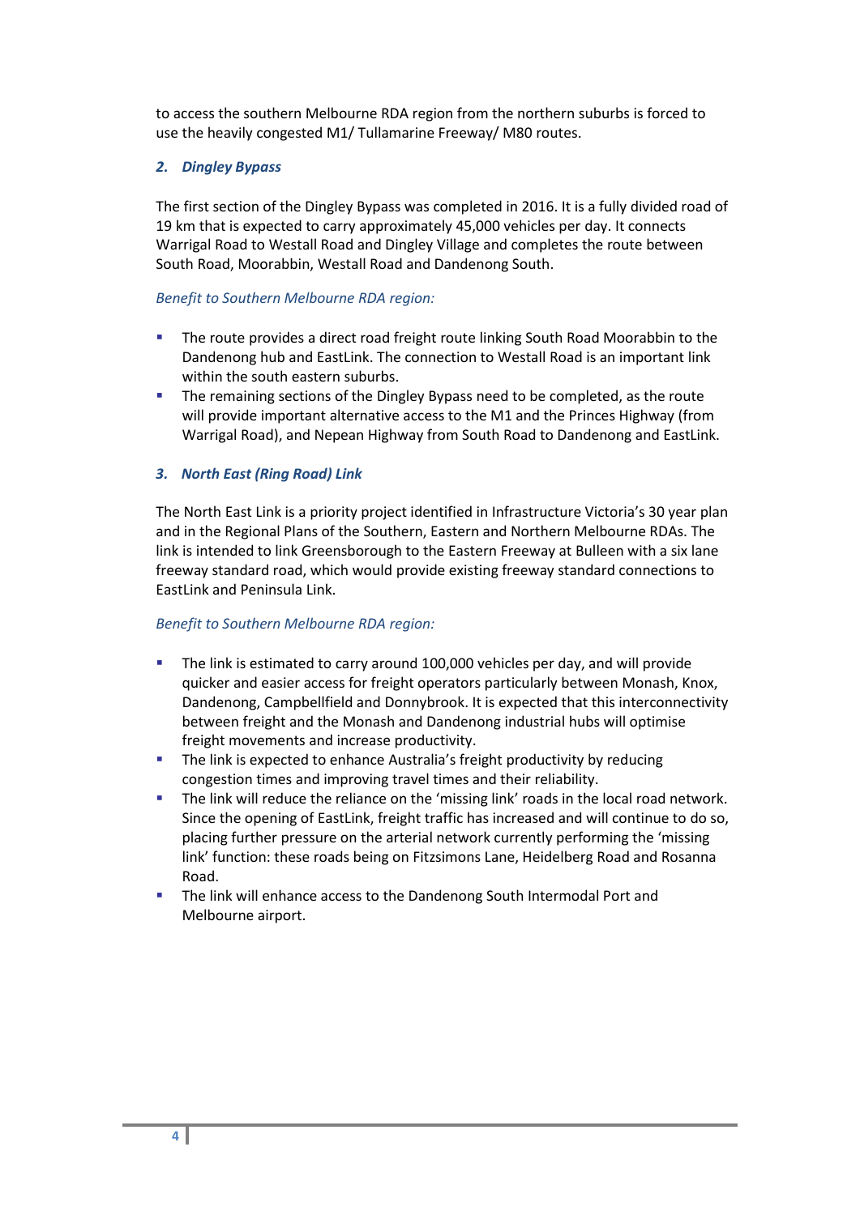to access the southern Melbourne RDA region from the northern suburbs is forced to use the heavily congested M1/ Tullamarine Freeway/ M80 routes.

### *2. Dingley Bypass*

The first section of the Dingley Bypass was completed in 2016. It is a fully divided road of 19 km that is expected to carry approximately 45,000 vehicles per day. It connects Warrigal Road to Westall Road and Dingley Village and completes the route between South Road, Moorabbin, Westall Road and Dandenong South.

*Benefit to Southern Melbourne RDA region:*

- The route provides a direct road freight route linking South Road Moorabbin to the Dandenong hub and EastLink. The connection to Westall Road is an important link within the south eastern suburbs.
- The remaining sections of the Dingley Bypass need to be completed, as the route will provide important alternative access to the M1 and the Princes Highway (from Warrigal Road), and Nepean Highway from South Road to Dandenong and EastLink.

### *3. North East (Ring Road) Link*

The North East Link is a priority project identified in Infrastructure Victoria's 30 year plan and in the Regional Plans of the Southern, Eastern and Northern Melbourne RDAs. The link is intended to link Greensborough to the Eastern Freeway at Bulleen with a six lane freeway standard road, which would provide existing freeway standard connections to EastLink and Peninsula Link.

*Benefit to Southern Melbourne RDA region:*

- The link is estimated to carry around 100,000 vehicles per day, and will provide quicker and easier access for freight operators particularly between Monash, Knox, Dandenong, Campbellfield and Donnybrook. It is expected that this interconnectivity between freight and the Monash and Dandenong industrial hubs will optimise freight movements and increase productivity.
- The link is expected to enhance Australia's freight productivity by reducing congestion times and improving travel times and their reliability.
- The link will reduce the reliance on the 'missing link' roads in the local road network. Since the opening of EastLink, freight traffic has increased and will continue to do so, placing further pressure on the arterial network currently performing the 'missing link' function: these roads being on Fitzsimons Lane, Heidelberg Road and Rosanna Road.
- The link will enhance access to the Dandenong South Intermodal Port and Melbourne airport.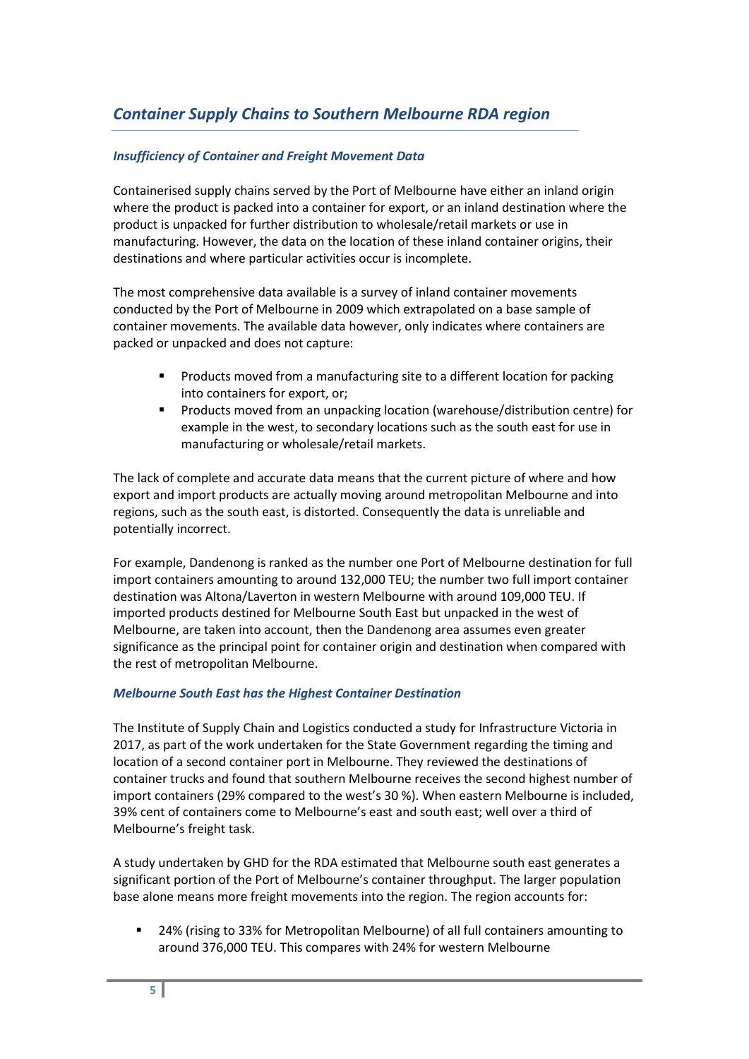## *Container Supply Chains to Southern Melbourne RDA region*

### *Insufficiency of Container and Freight Movement Data*

Containerised supply chains served by the Port of Melbourne have either an inland origin where the product is packed into a container for export, or an inland destination where the product is unpacked for further distribution to wholesale/retail markets or use in manufacturing. However, the data on the location of these inland container origins, their destinations and where particular activities occur is incomplete.

The most comprehensive data available is a survey of inland container movements conducted by the Port of Melbourne in 2009 which extrapolated on a base sample of container movements. The available data however, only indicates where containers are packed or unpacked and does not capture:

- Products moved from a manufacturing site to a different location for packing into containers for export, or;
- Products moved from an unpacking location (warehouse/distribution centre) for example in the west, to secondary locations such as the south east for use in manufacturing or wholesale/retail markets.

The lack of complete and accurate data means that the current picture of where and how export and import products are actually moving around metropolitan Melbourne and into regions, such as the south east, is distorted. Consequently the data is unreliable and potentially incorrect.

For example, Dandenong is ranked as the number one Port of Melbourne destination for full import containers amounting to around 132,000 TEU; the number two full import container destination was Altona/Laverton in western Melbourne with around 109,000 TEU. If imported products destined for Melbourne South East but unpacked in the west of Melbourne, are taken into account, then the Dandenong area assumes even greater significance as the principal point for container origin and destination when compared with the rest of metropolitan Melbourne.

### *Melbourne South East has the Highest Container Destination*

The Institute of Supply Chain and Logistics conducted a study for Infrastructure Victoria in 2017, as part of the work undertaken for the State Government regarding the timing and location of a second container port in Melbourne. They reviewed the destinations of container trucks and found that southern Melbourne receives the second highest number of import containers (29% compared to the west's 30 %). When eastern Melbourne is included, 39% cent of containers come to Melbourne's east and south east; well over a third of Melbourne's freight task.

A study undertaken by GHD for the RDA estimated that Melbourne south east generates a significant portion of the Port of Melbourne's container throughput. The larger population base alone means more freight movements into the region. The region accounts for:

- 24% (rising to 33% for Metropolitan Melbourne) of all full containers amounting to around 376,000 TEU. This compares with 24% for western Melbourne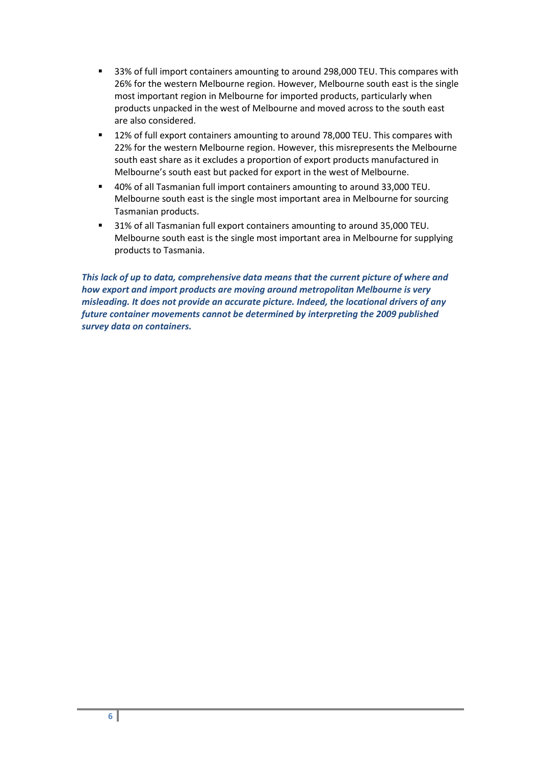- 33% of full import containers amounting to around 298,000 TEU. This compares with 26% for the western Melbourne region. However, Melbourne south east is the single most important region in Melbourne for imported products, particularly when products unpacked in the west of Melbourne and moved across to the south east are also considered.
- 12% of full export containers amounting to around 78,000 TEU. This compares with 22% for the western Melbourne region. However, this misrepresents the Melbourne south east share as it excludes a proportion of export products manufactured in Melbourne's south east but packed for export in the west of Melbourne.
- 40% of all Tasmanian full import containers amounting to around 33,000 TEU. Melbourne south east is the single most important area in Melbourne for sourcing Tasmanian products.
- 31% of all Tasmanian full export containers amounting to around 35,000 TEU. Melbourne south east is the single most important area in Melbourne for supplying products to Tasmania.

***This lack of up to data, comprehensive data means that the current picture of where and how export and import products are moving around metropolitan Melbourne is very misleading. It does not provide an accurate picture. Indeed, the locational drivers of any future container movements cannot be determined by interpreting the 2009 published survey data on containers.***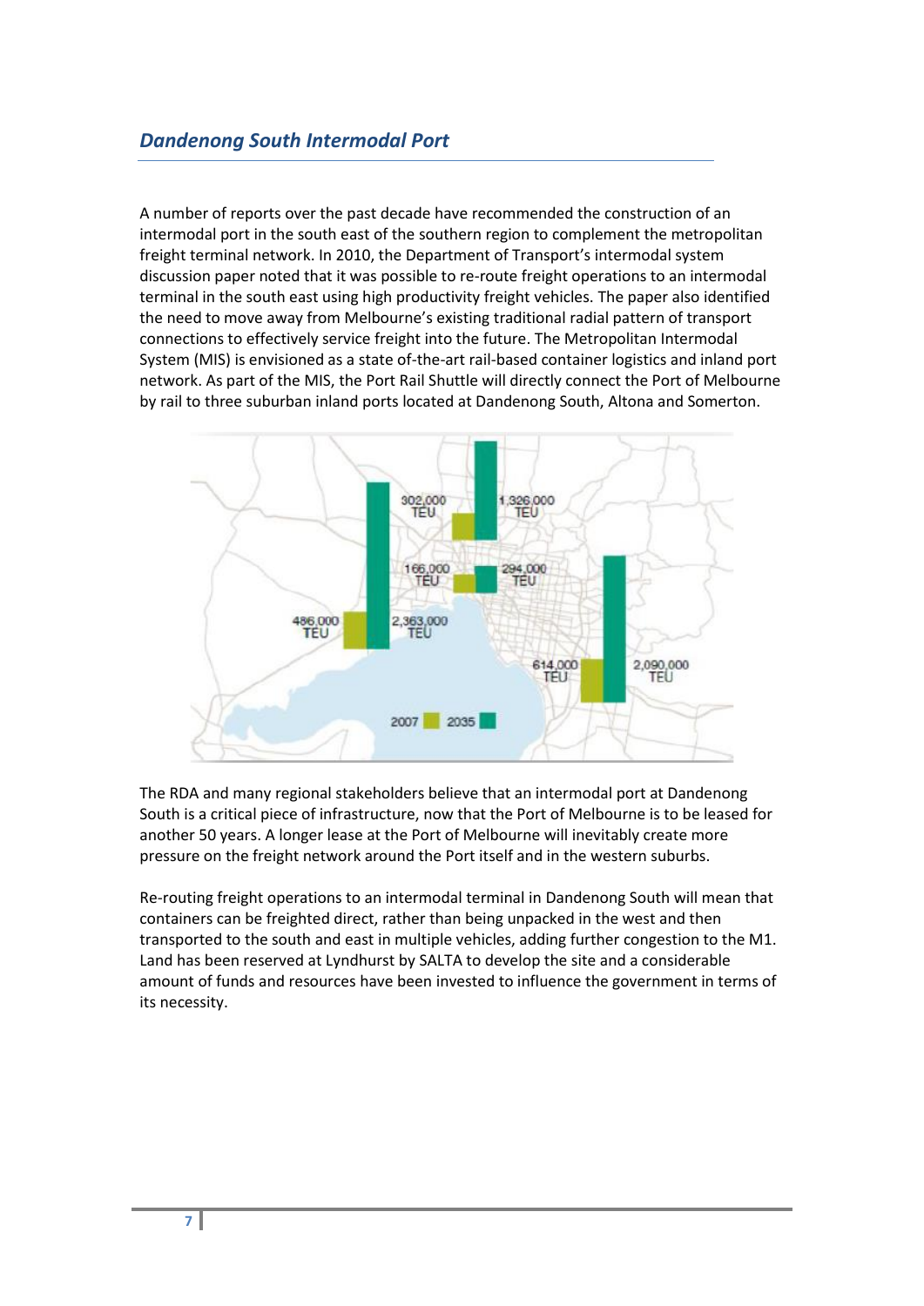## *Dandenong South Intermodal Port*

A number of reports over the past decade have recommended the construction of an intermodal port in the south east of the southern region to complement the metropolitan freight terminal network. In 2010, the Department of Transport's intermodal system discussion paper noted that it was possible to re-route freight operations to an intermodal terminal in the south east using high productivity freight vehicles. The paper also identified the need to move away from Melbourne's existing traditional radial pattern of transport connections to effectively service freight into the future. The Metropolitan Intermodal System (MIS) is envisioned as a state of-the-art rail-based container logistics and inland port network. As part of the MIS, the Port Rail Shuttle will directly connect the Port of Melbourne by rail to three suburban inland ports located at Dandenong South, Altona and Somerton.

The RDA and many regional stakeholders believe that an intermodal port at Dandenong South is a critical piece of infrastructure, now that the Port of Melbourne is to be leased for another 50 years. A longer lease at the Port of Melbourne will inevitably create more pressure on the freight network around the Port itself and in the western suburbs.

Re-routing freight operations to an intermodal terminal in Dandenong South will mean that containers can be freighted direct, rather than being unpacked in the west and then transported to the south and east in multiple vehicles, adding further congestion to the M1. Land has been reserved at Lyndhurst by SALTA to develop the site and a considerable amount of funds and resources have been invested to influence the government in terms of its necessity.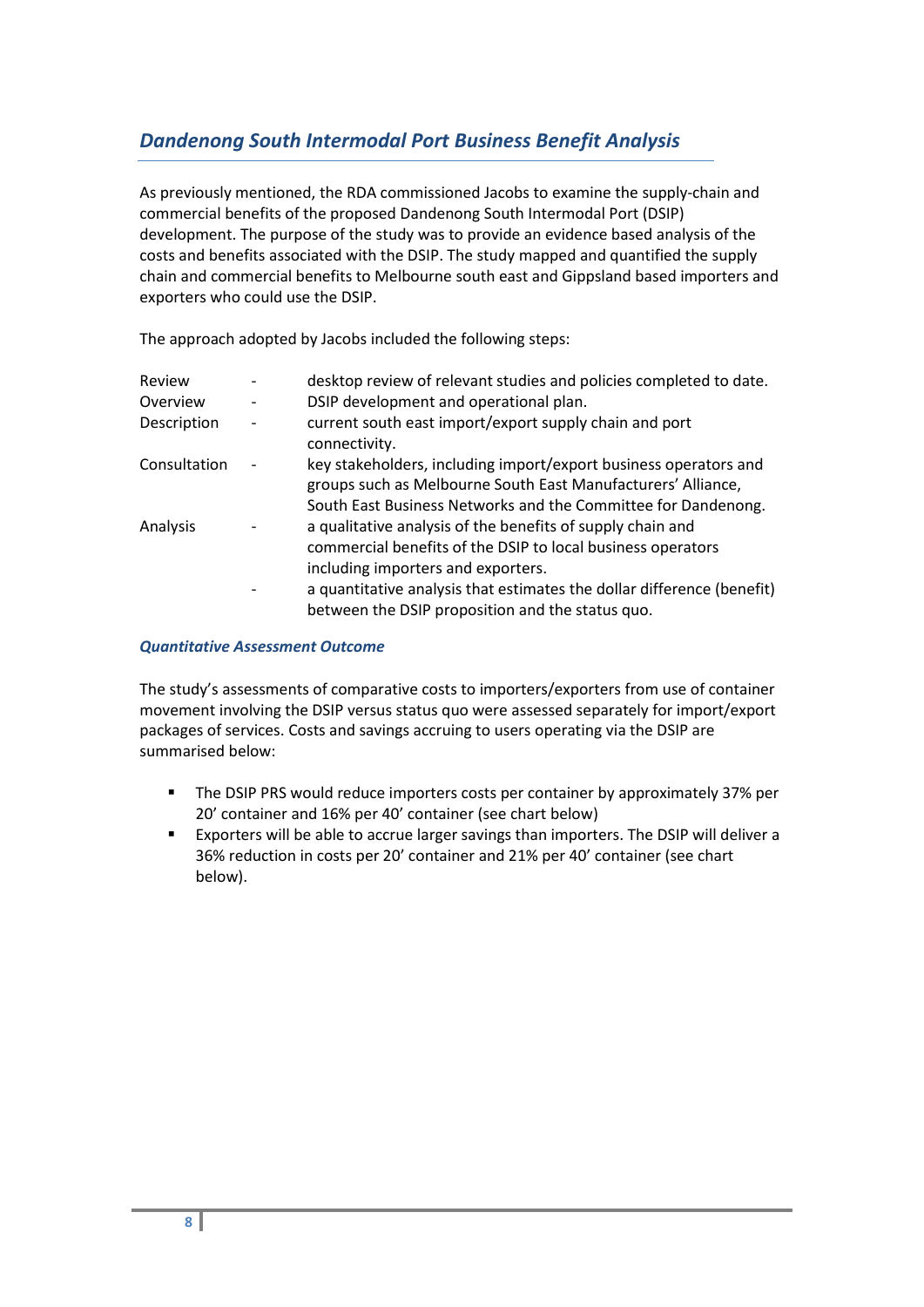## *Dandenong South Intermodal Port Business Benefit Analysis*

As previously mentioned, the RDA commissioned Jacobs to examine the supply-chain and commercial benefits of the proposed Dandenong South Intermodal Port (DSIP) development. The purpose of the study was to provide an evidence based analysis of the costs and benefits associated with the DSIP. The study mapped and quantified the supply chain and commercial benefits to Melbourne south east and Gippsland based importers and exporters who could use the DSIP.

The approach adopted by Jacobs included the following steps:

| | | |
|---|---|---|
| Review | - | desktop review of relevant studies and policies completed to date. |
| Overview | - | DSIP development and operational plan. |
| Description | - | current south east import/export supply chain and port connectivity. |
| Consultation | - | key stakeholders, including import/export business operators and groups such as Melbourne South East Manufacturers' Alliance, South East Business Networks and the Committee for Dandenong. |
| Analysis | - | a qualitative analysis of the benefits of supply chain and commercial benefits of the DSIP to local business operators including importers and exporters. |
| | - | a quantitative analysis that estimates the dollar difference (benefit) between the DSIP proposition and the status quo. |

### *Quantitative Assessment Outcome*

The study's assessments of comparative costs to importers/exporters from use of container movement involving the DSIP versus status quo were assessed separately for import/export packages of services. Costs and savings accruing to users operating via the DSIP are summarised below:

- The DSIP PRS would reduce importers costs per container by approximately 37% per 20' container and 16% per 40' container (see chart below)
- Exporters will be able to accrue larger savings than importers. The DSIP will deliver a 36% reduction in costs per 20' container and 21% per 40' container (see chart below).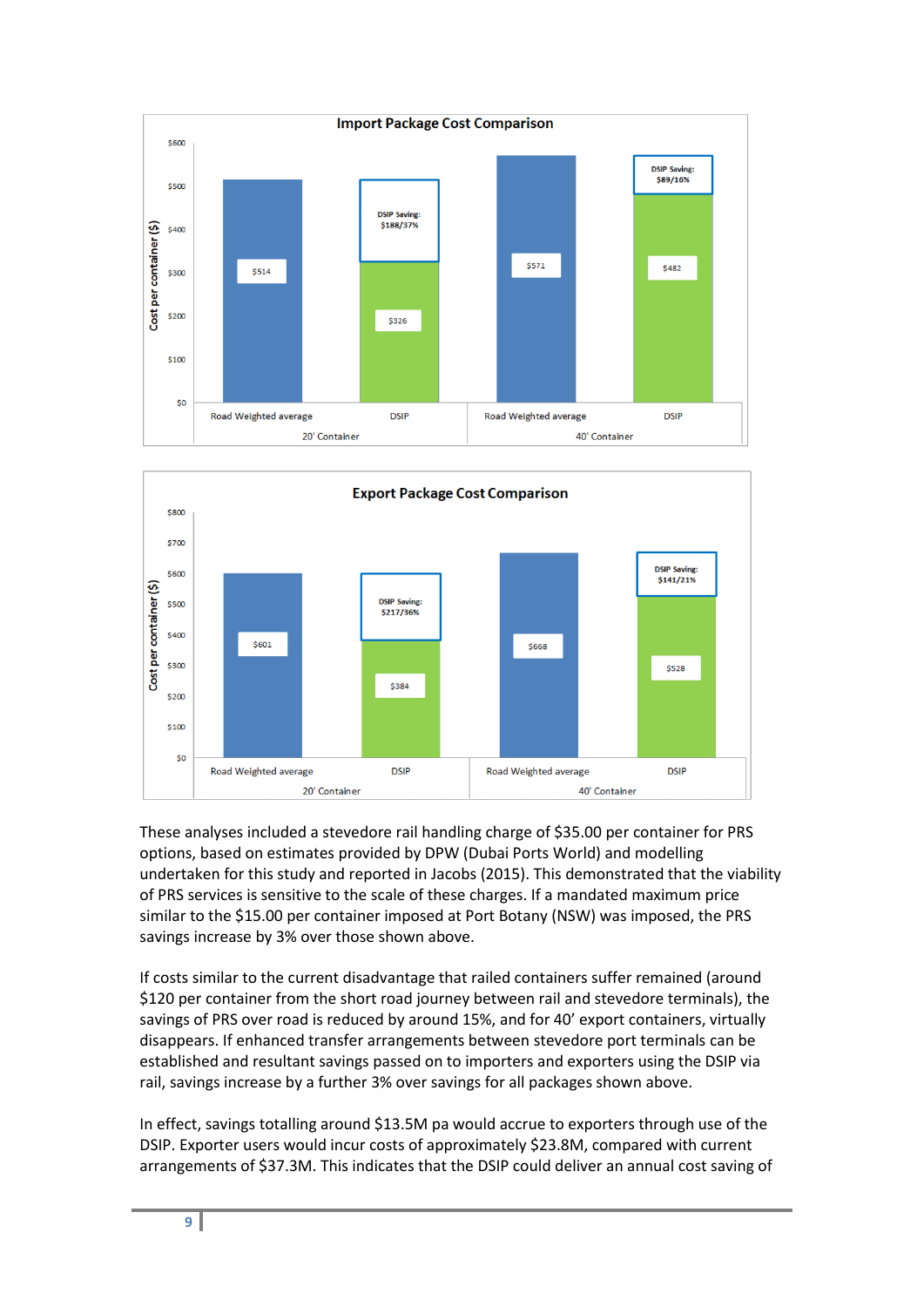**Import Package Cost Comparison**

| | Road Weighted average (20' Container) | DSIP (20' Container) | Road Weighted average (40' Container) | DSIP (40' Container) |
|---|---|---|---|---|
| Cost per container ($) | $514 | $326 | $571 | $482 |
| DSIP Saving | | $188/37% | | $89/16% |

**Export Package Cost Comparison**

| | Road Weighted average (20' Container) | DSIP (20' Container) | Road Weighted average (40' Container) | DSIP (40' Container) |
|---|---|---|---|---|
| Cost per container ($) | $601 | $384 | $668 | $528 |
| DSIP Saving | | $217/36% | | $141/21% |

These analyses included a stevedore rail handling charge of $35.00 per container for PRS options, based on estimates provided by DPW (Dubai Ports World) and modelling undertaken for this study and reported in Jacobs (2015). This demonstrated that the viability of PRS services is sensitive to the scale of these charges. If a mandated maximum price similar to the $15.00 per container imposed at Port Botany (NSW) was imposed, the PRS savings increase by 3% over those shown above.

If costs similar to the current disadvantage that railed containers suffer remained (around $120 per container from the short road journey between rail and stevedore terminals), the savings of PRS over road is reduced by around 15%, and for 40' export containers, virtually disappears. If enhanced transfer arrangements between stevedore port terminals can be established and resultant savings passed on to importers and exporters using the DSIP via rail, savings increase by a further 3% over savings for all packages shown above.

In effect, savings totalling around $13.5M pa would accrue to exporters through use of the DSIP. Exporter users would incur costs of approximately $23.8M, compared with current arrangements of $37.3M. This indicates that the DSIP could deliver an annual cost saving of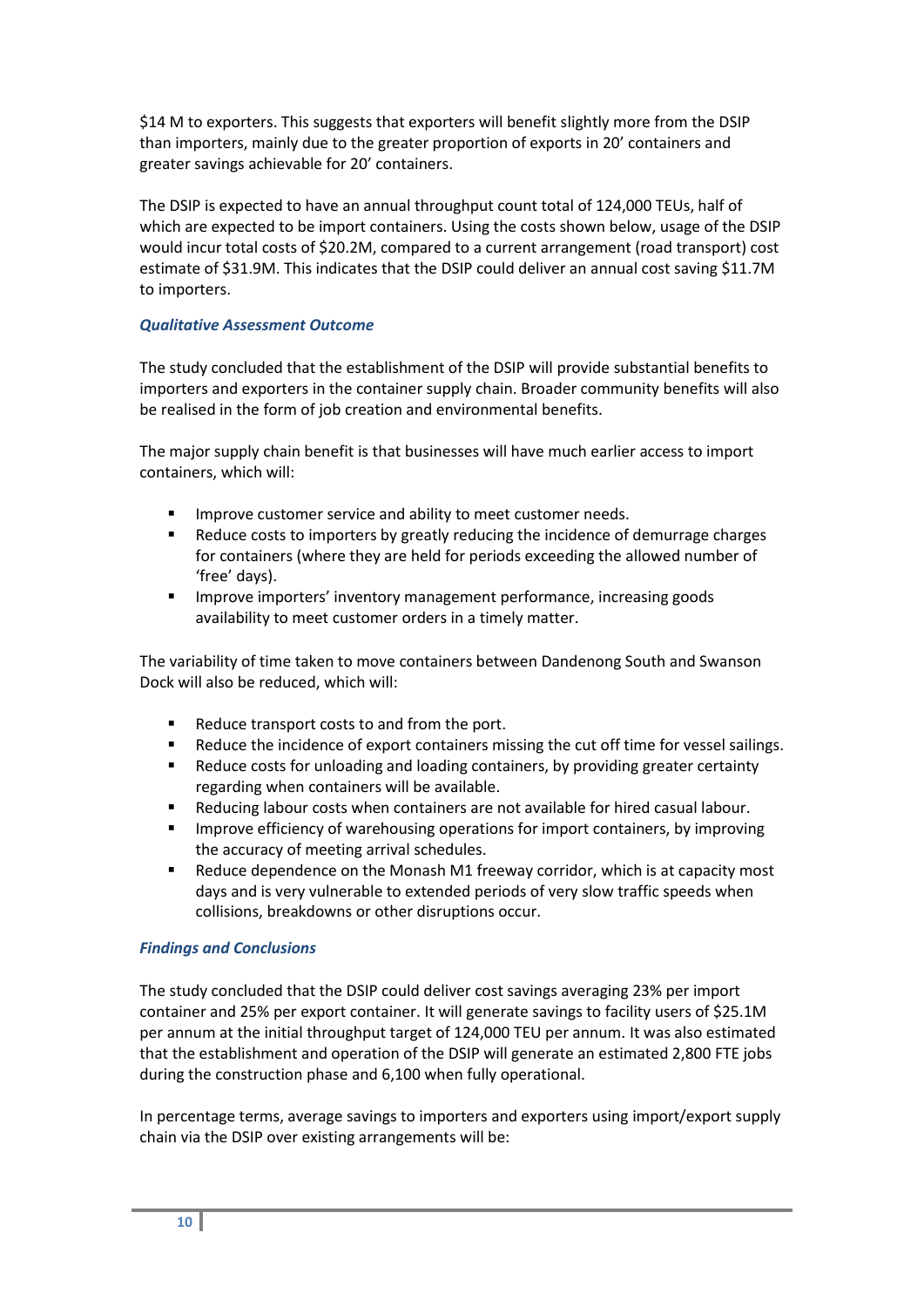$14 M to exporters. This suggests that exporters will benefit slightly more from the DSIP than importers, mainly due to the greater proportion of exports in 20' containers and greater savings achievable for 20' containers.

The DSIP is expected to have an annual throughput count total of 124,000 TEUs, half of which are expected to be import containers. Using the costs shown below, usage of the DSIP would incur total costs of $20.2M, compared to a current arrangement (road transport) cost estimate of $31.9M. This indicates that the DSIP could deliver an annual cost saving $11.7M to importers.

### *Qualitative Assessment Outcome*

The study concluded that the establishment of the DSIP will provide substantial benefits to importers and exporters in the container supply chain. Broader community benefits will also be realised in the form of job creation and environmental benefits.

The major supply chain benefit is that businesses will have much earlier access to import containers, which will:

- Improve customer service and ability to meet customer needs.
- Reduce costs to importers by greatly reducing the incidence of demurrage charges for containers (where they are held for periods exceeding the allowed number of 'free' days).
- Improve importers' inventory management performance, increasing goods availability to meet customer orders in a timely matter.

The variability of time taken to move containers between Dandenong South and Swanson Dock will also be reduced, which will:

- Reduce transport costs to and from the port.
- Reduce the incidence of export containers missing the cut off time for vessel sailings.
- Reduce costs for unloading and loading containers, by providing greater certainty regarding when containers will be available.
- Reducing labour costs when containers are not available for hired casual labour.
- Improve efficiency of warehousing operations for import containers, by improving the accuracy of meeting arrival schedules.
- Reduce dependence on the Monash M1 freeway corridor, which is at capacity most days and is very vulnerable to extended periods of very slow traffic speeds when collisions, breakdowns or other disruptions occur.

### *Findings and Conclusions*

The study concluded that the DSIP could deliver cost savings averaging 23% per import container and 25% per export container. It will generate savings to facility users of $25.1M per annum at the initial throughput target of 124,000 TEU per annum. It was also estimated that the establishment and operation of the DSIP will generate an estimated 2,800 FTE jobs during the construction phase and 6,100 when fully operational.

In percentage terms, average savings to importers and exporters using import/export supply chain via the DSIP over existing arrangements will be: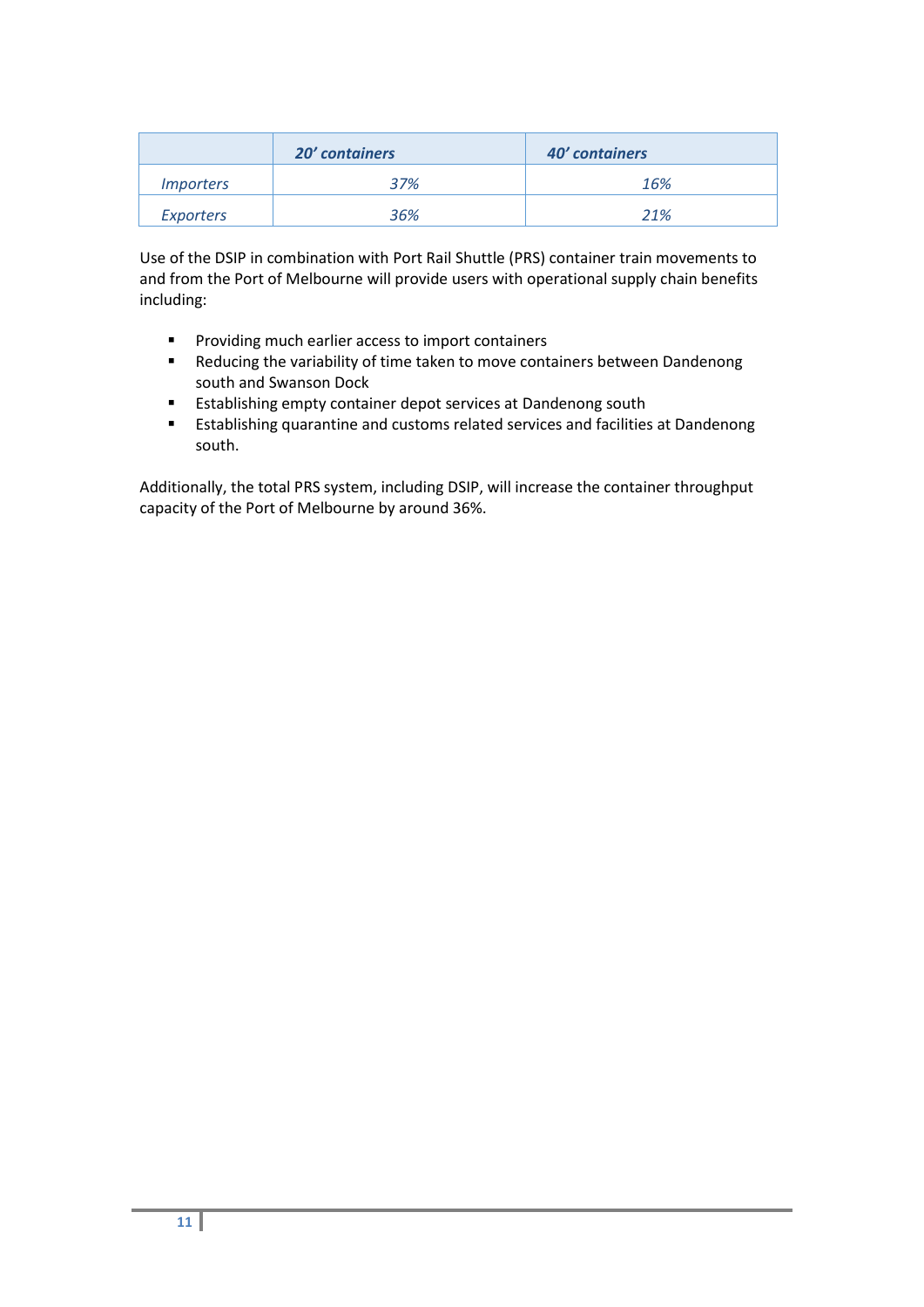| | *20' containers* | *40' containers* |
|---|---|---|
| *Importers* | *37%* | *16%* |
| *Exporters* | *36%* | *21%* |

Use of the DSIP in combination with Port Rail Shuttle (PRS) container train movements to and from the Port of Melbourne will provide users with operational supply chain benefits including:

- Providing much earlier access to import containers
- Reducing the variability of time taken to move containers between Dandenong south and Swanson Dock
- Establishing empty container depot services at Dandenong south
- Establishing quarantine and customs related services and facilities at Dandenong south.

Additionally, the total PRS system, including DSIP, will increase the container throughput capacity of the Port of Melbourne by around 36%.